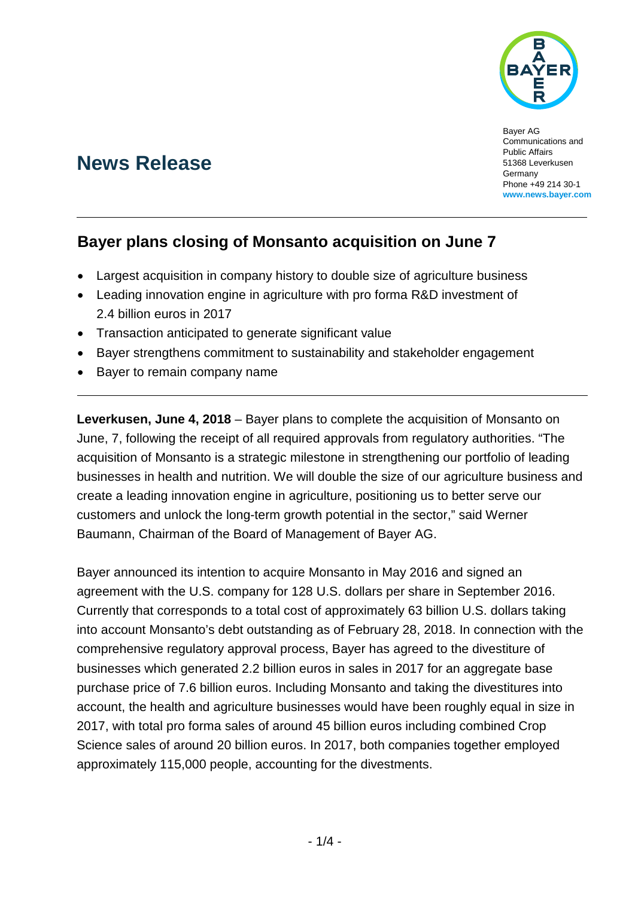Bayer AG
Communications and Public Affairs
51368 Leverkusen
Germany
Phone +49 214 30-1
www.news.bayer.com

# News Release

## Bayer plans closing of Monsanto acquisition on June 7

- Largest acquisition in company history to double size of agriculture business
- Leading innovation engine in agriculture with pro forma R&D investment of 2.4 billion euros in 2017
- Transaction anticipated to generate significant value
- Bayer strengthens commitment to sustainability and stakeholder engagement
- Bayer to remain company name

**Leverkusen, June 4, 2018** – Bayer plans to complete the acquisition of Monsanto on June, 7, following the receipt of all required approvals from regulatory authorities. "The acquisition of Monsanto is a strategic milestone in strengthening our portfolio of leading businesses in health and nutrition. We will double the size of our agriculture business and create a leading innovation engine in agriculture, positioning us to better serve our customers and unlock the long-term growth potential in the sector," said Werner Baumann, Chairman of the Board of Management of Bayer AG.

Bayer announced its intention to acquire Monsanto in May 2016 and signed an agreement with the U.S. company for 128 U.S. dollars per share in September 2016. Currently that corresponds to a total cost of approximately 63 billion U.S. dollars taking into account Monsanto's debt outstanding as of February 28, 2018. In connection with the comprehensive regulatory approval process, Bayer has agreed to the divestiture of businesses which generated 2.2 billion euros in sales in 2017 for an aggregate base purchase price of 7.6 billion euros. Including Monsanto and taking the divestitures into account, the health and agriculture businesses would have been roughly equal in size in 2017, with total pro forma sales of around 45 billion euros including combined Crop Science sales of around 20 billion euros. In 2017, both companies together employed approximately 115,000 people, accounting for the divestments.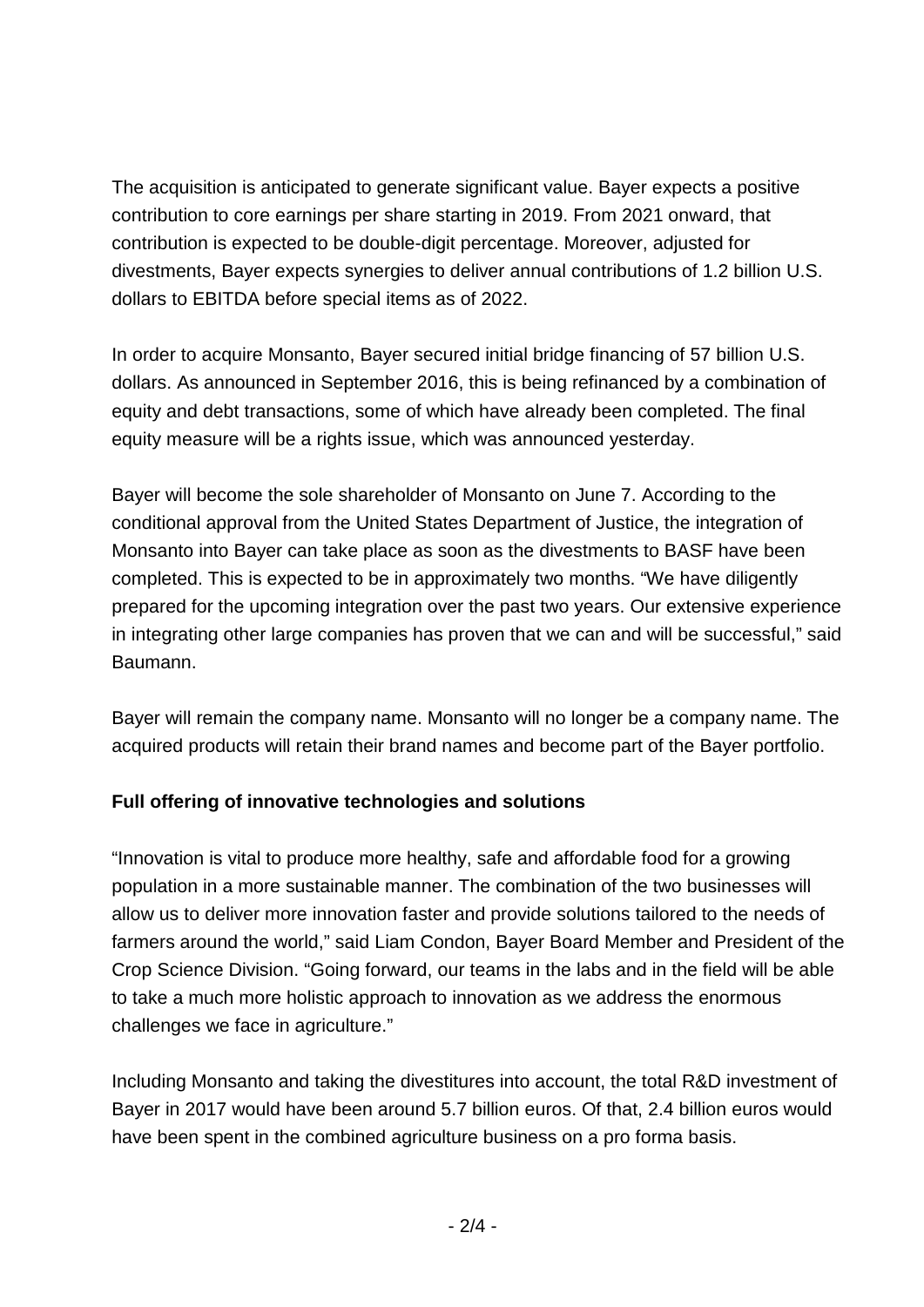The acquisition is anticipated to generate significant value. Bayer expects a positive contribution to core earnings per share starting in 2019. From 2021 onward, that contribution is expected to be double-digit percentage. Moreover, adjusted for divestments, Bayer expects synergies to deliver annual contributions of 1.2 billion U.S. dollars to EBITDA before special items as of 2022.

In order to acquire Monsanto, Bayer secured initial bridge financing of 57 billion U.S. dollars. As announced in September 2016, this is being refinanced by a combination of equity and debt transactions, some of which have already been completed. The final equity measure will be a rights issue, which was announced yesterday.

Bayer will become the sole shareholder of Monsanto on June 7. According to the conditional approval from the United States Department of Justice, the integration of Monsanto into Bayer can take place as soon as the divestments to BASF have been completed. This is expected to be in approximately two months. "We have diligently prepared for the upcoming integration over the past two years. Our extensive experience in integrating other large companies has proven that we can and will be successful," said Baumann.

Bayer will remain the company name. Monsanto will no longer be a company name. The acquired products will retain their brand names and become part of the Bayer portfolio.

**Full offering of innovative technologies and solutions**

"Innovation is vital to produce more healthy, safe and affordable food for a growing population in a more sustainable manner. The combination of the two businesses will allow us to deliver more innovation faster and provide solutions tailored to the needs of farmers around the world," said Liam Condon, Bayer Board Member and President of the Crop Science Division. "Going forward, our teams in the labs and in the field will be able to take a much more holistic approach to innovation as we address the enormous challenges we face in agriculture."

Including Monsanto and taking the divestitures into account, the total R&D investment of Bayer in 2017 would have been around 5.7 billion euros. Of that, 2.4 billion euros would have been spent in the combined agriculture business on a pro forma basis.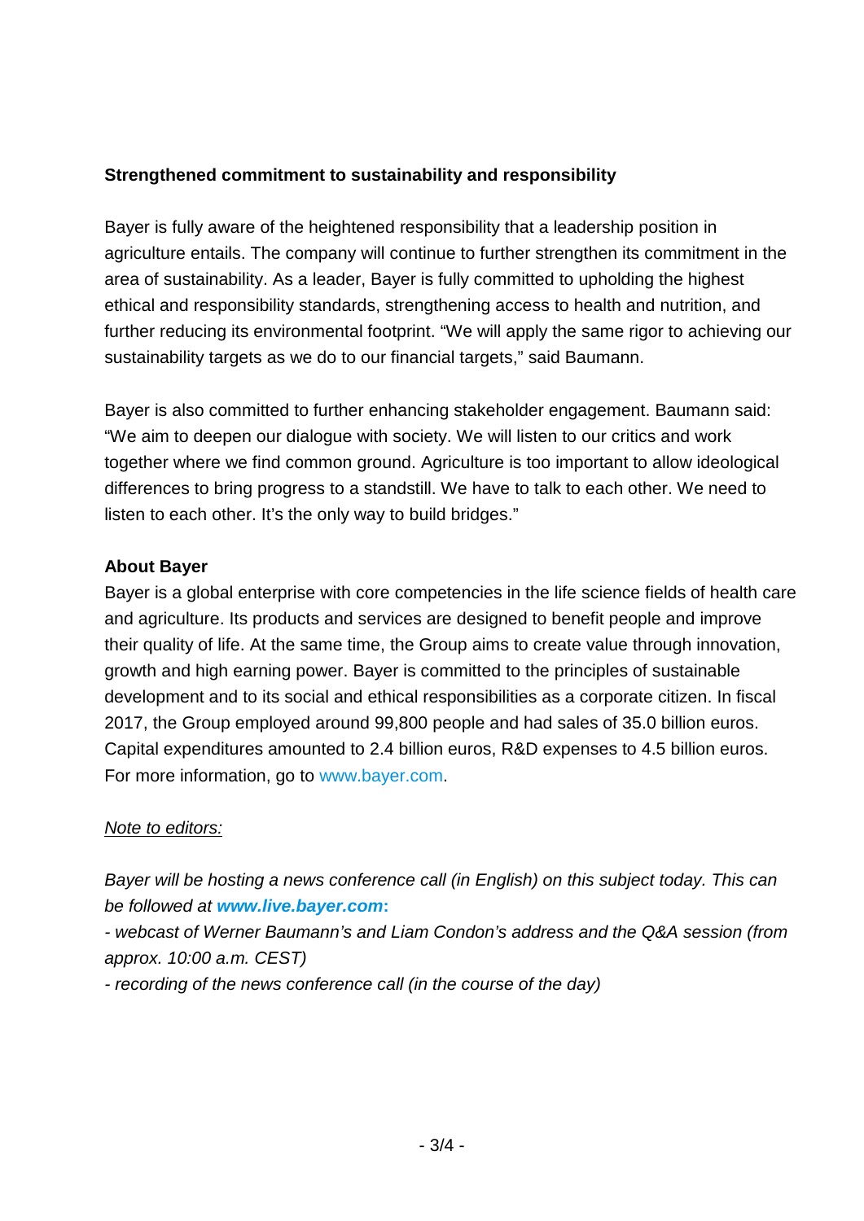**Strengthened commitment to sustainability and responsibility**

Bayer is fully aware of the heightened responsibility that a leadership position in agriculture entails. The company will continue to further strengthen its commitment in the area of sustainability. As a leader, Bayer is fully committed to upholding the highest ethical and responsibility standards, strengthening access to health and nutrition, and further reducing its environmental footprint. "We will apply the same rigor to achieving our sustainability targets as we do to our financial targets," said Baumann.

Bayer is also committed to further enhancing stakeholder engagement. Baumann said: "We aim to deepen our dialogue with society. We will listen to our critics and work together where we find common ground. Agriculture is too important to allow ideological differences to bring progress to a standstill. We have to talk to each other. We need to listen to each other. It's the only way to build bridges."

**About Bayer**

Bayer is a global enterprise with core competencies in the life science fields of health care and agriculture. Its products and services are designed to benefit people and improve their quality of life. At the same time, the Group aims to create value through innovation, growth and high earning power. Bayer is committed to the principles of sustainable development and to its social and ethical responsibilities as a corporate citizen. In fiscal 2017, the Group employed around 99,800 people and had sales of 35.0 billion euros. Capital expenditures amounted to 2.4 billion euros, R&D expenses to 4.5 billion euros. For more information, go to www.bayer.com.

*Note to editors:*

*Bayer will be hosting a news conference call (in English) on this subject today. This can be followed at* ***www.live.bayer.com*****:**

*- webcast of Werner Baumann's and Liam Condon's address and the Q&A session (from approx. 10:00 a.m. CEST)*

*- recording of the news conference call (in the course of the day)*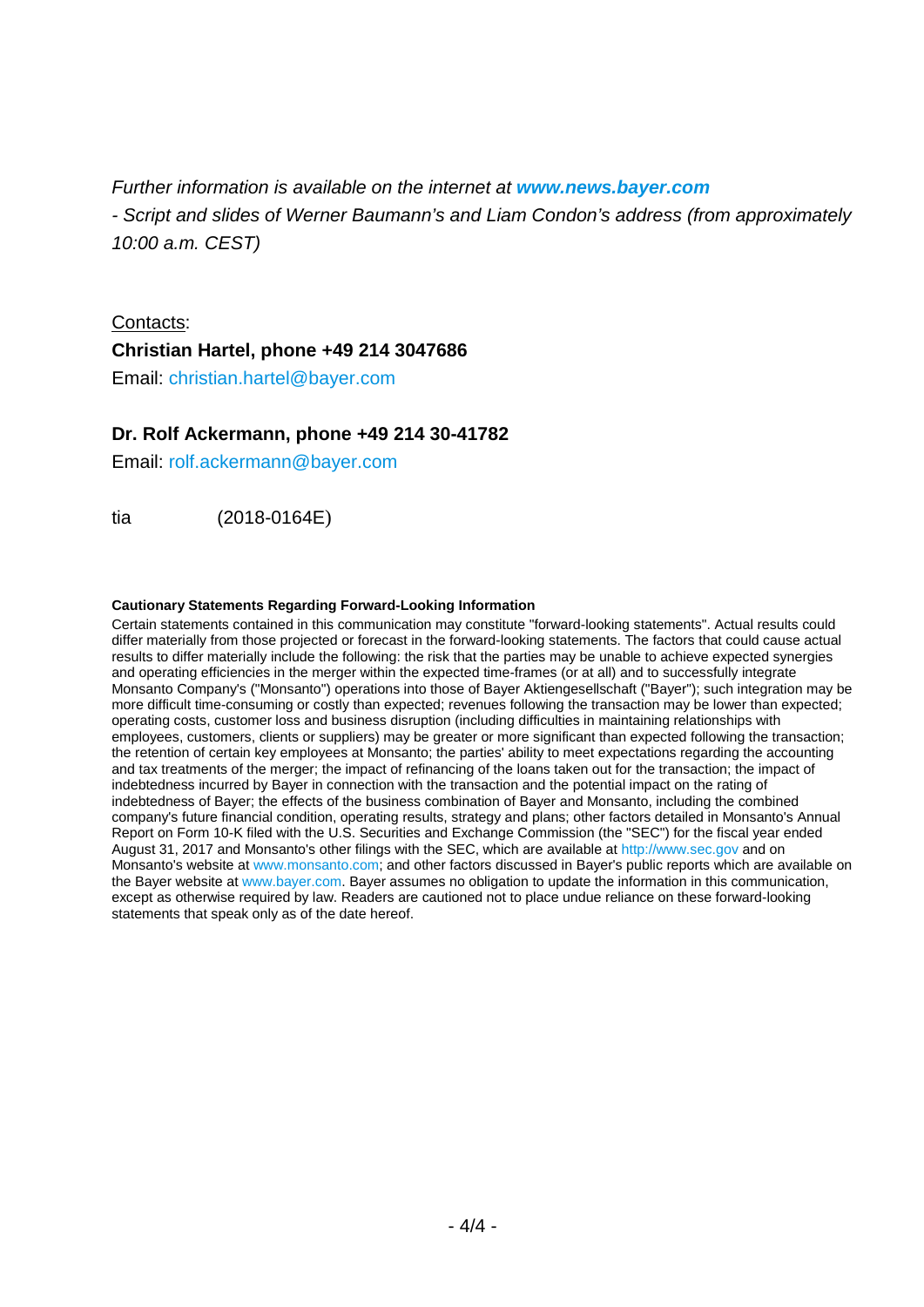*Further information is available on the internet at **www.news.bayer.com***

*- Script and slides of Werner Baumann's and Liam Condon's address (from approximately 10:00 a.m. CEST)*

Contacts:

**Christian Hartel, phone +49 214 3047686**

Email: christian.hartel@bayer.com

**Dr. Rolf Ackermann, phone +49 214 30-41782**

Email: rolf.ackermann@bayer.com

tia (2018-0164E)

**Cautionary Statements Regarding Forward-Looking Information**

Certain statements contained in this communication may constitute "forward-looking statements". Actual results could differ materially from those projected or forecast in the forward-looking statements. The factors that could cause actual results to differ materially include the following: the risk that the parties may be unable to achieve expected synergies and operating efficiencies in the merger within the expected time-frames (or at all) and to successfully integrate Monsanto Company's ("Monsanto") operations into those of Bayer Aktiengesellschaft ("Bayer"); such integration may be more difficult time-consuming or costly than expected; revenues following the transaction may be lower than expected; operating costs, customer loss and business disruption (including difficulties in maintaining relationships with employees, customers, clients or suppliers) may be greater or more significant than expected following the transaction; the retention of certain key employees at Monsanto; the parties' ability to meet expectations regarding the accounting and tax treatments of the merger; the impact of refinancing of the loans taken out for the transaction; the impact of indebtedness incurred by Bayer in connection with the transaction and the potential impact on the rating of indebtedness of Bayer; the effects of the business combination of Bayer and Monsanto, including the combined company's future financial condition, operating results, strategy and plans; other factors detailed in Monsanto's Annual Report on Form 10-K filed with the U.S. Securities and Exchange Commission (the "SEC") for the fiscal year ended August 31, 2017 and Monsanto's other filings with the SEC, which are available at http://www.sec.gov and on Monsanto's website at www.monsanto.com; and other factors discussed in Bayer's public reports which are available on the Bayer website at www.bayer.com. Bayer assumes no obligation to update the information in this communication, except as otherwise required by law. Readers are cautioned not to place undue reliance on these forward-looking statements that speak only as of the date hereof.